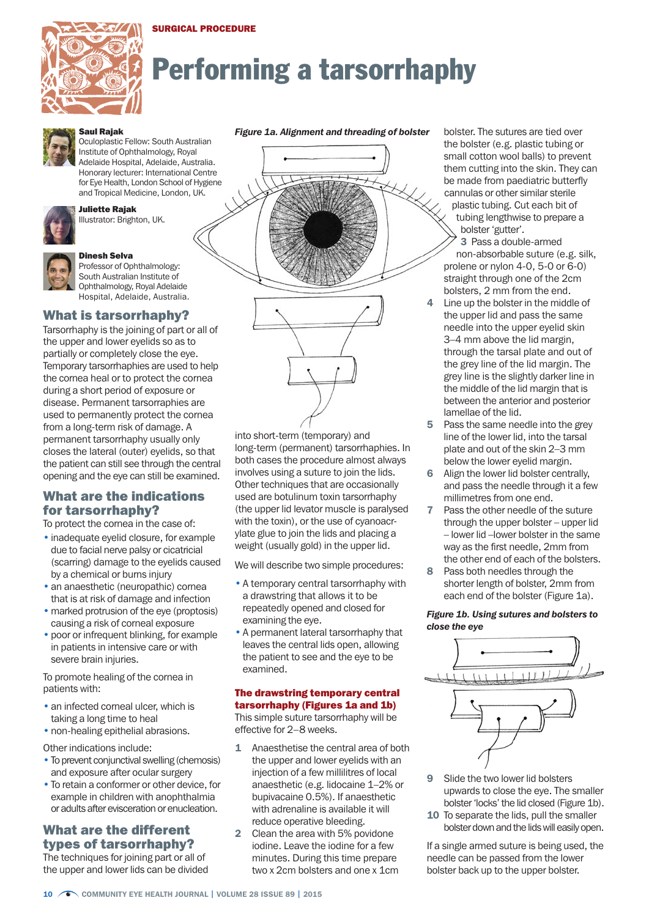SURGICAL PROCEDURE

# Performing a tarsorrhaphy

**Saul Rajak**
Oculoplastic Fellow: South Australian Institute of Ophthalmology, Royal Adelaide Hospital, Adelaide, Australia. Honorary lecturer: International Centre for Eye Health, London School of Hygiene and Tropical Medicine, London, UK.

**Juliette Rajak**
Illustrator: Brighton, UK.

**Dinesh Selva**
Professor of Ophthalmology: South Australian Institute of Ophthalmology, Royal Adelaide Hospital, Adelaide, Australia.

## What is tarsorrhaphy?

Tarsorrhaphy is the joining of part or all of the upper and lower eyelids so as to partially or completely close the eye. Temporary tarsorrhaphies are used to help the cornea heal or to protect the cornea during a short period of exposure or disease. Permanent tarsorraphies are used to permanently protect the cornea from a long-term risk of damage. A permanent tarsorrhaphy usually only closes the lateral (outer) eyelids, so that the patient can still see through the central opening and the eye can still be examined.

## What are the indications for tarsorrhaphy?

To protect the cornea in the case of:

- inadequate eyelid closure, for example due to facial nerve palsy or cicatricial (scarring) damage to the eyelids caused by a chemical or burns injury
- an anaesthetic (neuropathic) cornea that is at risk of damage and infection
- marked protrusion of the eye (proptosis) causing a risk of corneal exposure
- poor or infrequent blinking, for example in patients in intensive care or with severe brain injuries.

To promote healing of the cornea in patients with:

- an infected corneal ulcer, which is taking a long time to heal
- non-healing epithelial abrasions.

Other indications include:

- To prevent conjunctival swelling (chemosis) and exposure after ocular surgery
- To retain a conformer or other device, for example in children with anophthalmia or adults after evisceration or enucleation.

## What are the different types of tarsorrhaphy?

The techniques for joining part or all of the upper and lower lids can be divided into short-term (temporary) and long-term (permanent) tarsorrhaphies. In both cases the procedure almost always involves using a suture to join the lids. Other techniques that are occasionally used are botulinum toxin tarsorrhaphy (the upper lid levator muscle is paralysed with the toxin), or the use of cyanoacrylate glue to join the lids and placing a weight (usually gold) in the upper lid.

We will describe two simple procedures:

- A temporary central tarsorrhaphy with a drawstring that allows it to be repeatedly opened and closed for examining the eye.
- A permanent lateral tarsorrhaphy that leaves the central lids open, allowing the patient to see and the eye to be examined.

*Figure 1a. Alignment and threading of bolster*

### The drawstring temporary central tarsorrhaphy (Figures 1a and 1b)

This simple suture tarsorrhaphy will be effective for 2–8 weeks.

1. Anaesthetise the central area of both the upper and lower eyelids with an injection of a few millilitres of local anaesthetic (e.g. lidocaine 1–2% or bupivacaine 0.5%). If anaesthetic with adrenaline is available it will reduce operative bleeding.
2. Clean the area with 5% povidone iodine. Leave the iodine for a few minutes. During this time prepare two x 2cm bolsters and one x 1cm bolster. The sutures are tied over the bolster (e.g. plastic tubing or small cotton wool balls) to prevent them cutting into the skin. They can be made from paediatric butterfly cannulas or other similar sterile plastic tubing. Cut each bit of tubing lengthwise to prepare a bolster 'gutter'.
3. Pass a double-armed non-absorbable suture (e.g. silk, prolene or nylon 4-0, 5-0 or 6-0) straight through one of the 2cm bolsters, 2 mm from the end.
4. Line up the bolster in the middle of the upper lid and pass the same needle into the upper eyelid skin 3–4 mm above the lid margin, through the tarsal plate and out of the grey line of the lid margin. The grey line is the slightly darker line in the middle of the lid margin that is between the anterior and posterior lamellae of the lid.
5. Pass the same needle into the grey line of the lower lid, into the tarsal plate and out of the skin 2–3 mm below the lower eyelid margin.
6. Align the lower lid bolster centrally, and pass the needle through it a few millimetres from one end.
7. Pass the other needle of the suture through the upper bolster – upper lid – lower lid –lower bolster in the same way as the first needle, 2mm from the other end of each of the bolsters.
8. Pass both needles through the shorter length of bolster, 2mm from each end of the bolster (Figure 1a).

*Figure 1b. Using sutures and bolsters to close the eye*

9. Slide the two lower lid bolsters upwards to close the eye. The smaller bolster 'locks' the lid closed (Figure 1b).
10. To separate the lids, pull the smaller bolster down and the lids will easily open.

If a single armed suture is being used, the needle can be passed from the lower bolster back up to the upper bolster.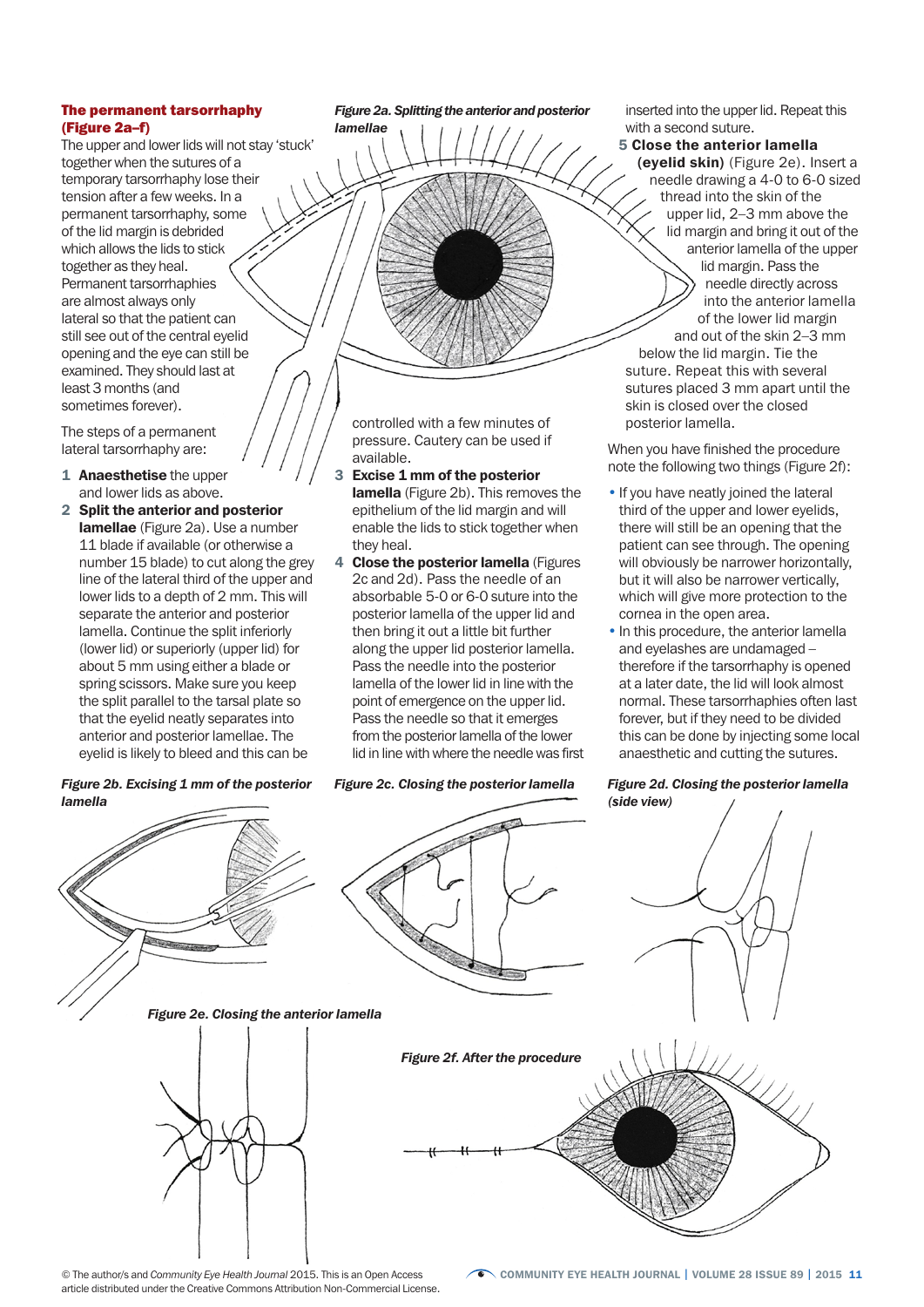### The permanent tarsorrhaphy (Figure 2a–f)

The upper and lower lids will not stay 'stuck' together when the sutures of a temporary tarsorrhaphy lose their tension after a few weeks. In a permanent tarsorrhaphy, some of the lid margin is debrided which allows the lids to stick together as they heal. Permanent tarsorrhaphies are almost always only lateral so that the patient can still see out of the central eyelid opening and the eye can still be examined. They should last at least 3 months (and sometimes forever).

The steps of a permanent lateral tarsorrhaphy are:

1. **Anaesthetise** the upper and lower lids as above.
2. **Split the anterior and posterior lamellae** (Figure 2a). Use a number 11 blade if available (or otherwise a number 15 blade) to cut along the grey line of the lateral third of the upper and lower lids to a depth of 2 mm. This will separate the anterior and posterior lamella. Continue the split inferiorly (lower lid) or superiorly (upper lid) for about 5 mm using either a blade or spring scissors. Make sure you keep the split parallel to the tarsal plate so that the eyelid neatly separates into anterior and posterior lamellae. The eyelid is likely to bleed and this can be controlled with a few minutes of pressure. Cautery can be used if available.
3. **Excise 1 mm of the posterior lamella** (Figure 2b). This removes the epithelium of the lid margin and will enable the lids to stick together when they heal.
4. **Close the posterior lamella** (Figures 2c and 2d). Pass the needle of an absorbable 5-0 or 6-0 suture into the posterior lamella of the upper lid and then bring it out a little bit further along the upper lid posterior lamella. Pass the needle into the posterior lamella of the lower lid in line with the point of emergence on the upper lid. Pass the needle so that it emerges from the posterior lamella of the lower lid in line with where the needle was first inserted into the upper lid. Repeat this with a second suture.
5. **Close the anterior lamella (eyelid skin)** (Figure 2e). Insert a needle drawing a 4-0 to 6-0 sized thread into the skin of the upper lid, 2–3 mm above the lid margin and bring it out of the anterior lamella of the upper lid margin. Pass the needle directly across into the anterior lamella of the lower lid margin and out of the skin 2–3 mm below the lid margin. Tie the suture. Repeat this with several sutures placed 3 mm apart until the skin is closed over the closed posterior lamella.

When you have finished the procedure note the following two things (Figure 2f):

- If you have neatly joined the lateral third of the upper and lower eyelids, there will still be an opening that the patient can see through. The opening will obviously be narrower horizontally, but it will also be narrower vertically, which will give more protection to the cornea in the open area.
- In this procedure, the anterior lamella and eyelashes are undamaged – therefore if the tarsorrhaphy is opened at a later date, the lid will look almost normal. These tarsorrhaphies often last forever, but if they need to be divided this can be done by injecting some local anaesthetic and cutting the sutures.

*Figure 2a. Splitting the anterior and posterior lamellae*

*Figure 2b. Excising 1 mm of the posterior lamella*

*Figure 2c. Closing the posterior lamella*

*Figure 2d. Closing the posterior lamella (side view)*

*Figure 2e. Closing the anterior lamella*

*Figure 2f. After the procedure*

© The author/s and *Community Eye Health Journal* 2015. This is an Open Access article distributed under the Creative Commons Attribution Non-Commercial License.